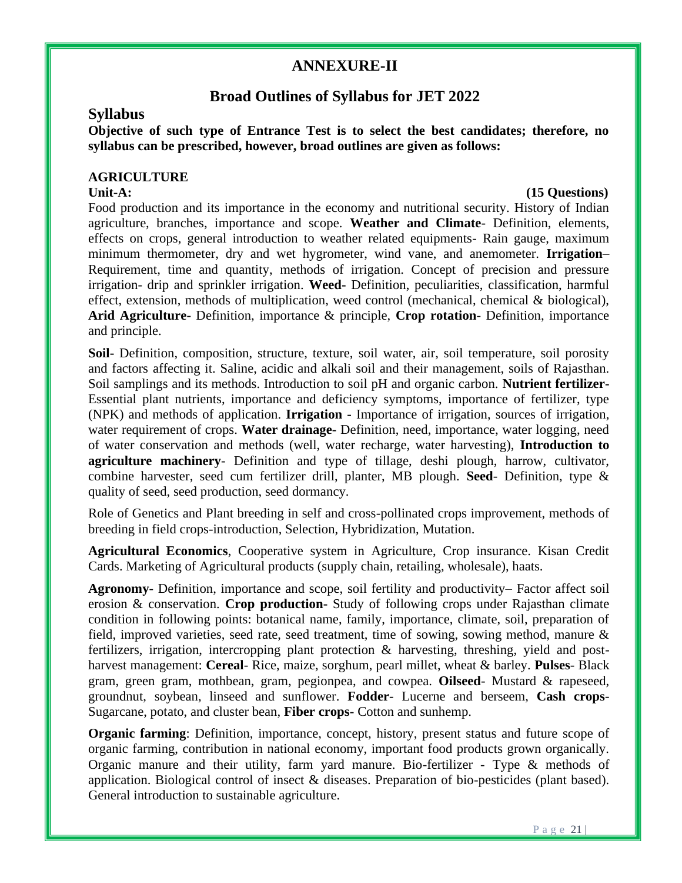# ANNEXURE-II

## Broad Outlines of Syllabus for JET 2022

### Syllabus

**Objective of such type of Entrance Test is to select the best candidates; therefore, no syllabus can be prescribed, however, broad outlines are given as follows:**

**AGRICULTURE**

**Unit-A:** **(15 Questions)**

Food production and its importance in the economy and nutritional security. History of Indian agriculture, branches, importance and scope. **Weather and Climate**- Definition, elements, effects on crops, general introduction to weather related equipments- Rain gauge, maximum minimum thermometer, dry and wet hygrometer, wind vane, and anemometer. **Irrigation**– Requirement, time and quantity, methods of irrigation. Concept of precision and pressure irrigation- drip and sprinkler irrigation. **Weed-** Definition, peculiarities, classification, harmful effect, extension, methods of multiplication, weed control (mechanical, chemical & biological), **Arid Agriculture**- Definition, importance & principle, **Crop rotation**- Definition, importance and principle.

**Soil-** Definition, composition, structure, texture, soil water, air, soil temperature, soil porosity and factors affecting it. Saline, acidic and alkali soil and their management, soils of Rajasthan. Soil samplings and its methods. Introduction to soil pH and organic carbon. **Nutrient fertilizer-** Essential plant nutrients, importance and deficiency symptoms, importance of fertilizer, type (NPK) and methods of application. **Irrigation -** Importance of irrigation, sources of irrigation, water requirement of crops. **Water drainage-** Definition, need, importance, water logging, need of water conservation and methods (well, water recharge, water harvesting), **Introduction to agriculture machinery**- Definition and type of tillage, deshi plough, harrow, cultivator, combine harvester, seed cum fertilizer drill, planter, MB plough. **Seed**- Definition, type & quality of seed, seed production, seed dormancy.

Role of Genetics and Plant breeding in self and cross-pollinated crops improvement, methods of breeding in field crops-introduction, Selection, Hybridization, Mutation.

**Agricultural Economics**, Cooperative system in Agriculture, Crop insurance. Kisan Credit Cards. Marketing of Agricultural products (supply chain, retailing, wholesale), haats.

**Agronomy**- Definition, importance and scope, soil fertility and productivity– Factor affect soil erosion & conservation. **Crop production-** Study of following crops under Rajasthan climate condition in following points: botanical name, family, importance, climate, soil, preparation of field, improved varieties, seed rate, seed treatment, time of sowing, sowing method, manure & fertilizers, irrigation, intercropping plant protection & harvesting, threshing, yield and post-harvest management: **Cereal**- Rice, maize, sorghum, pearl millet, wheat & barley. **Pulses**- Black gram, green gram, mothbean, gram, pegionpea, and cowpea. **Oilseed**- Mustard & rapeseed, groundnut, soybean, linseed and sunflower. **Fodder**- Lucerne and berseem, **Cash crops**- Sugarcane, potato, and cluster bean, **Fiber crops-** Cotton and sunhemp.

**Organic farming**: Definition, importance, concept, history, present status and future scope of organic farming, contribution in national economy, important food products grown organically. Organic manure and their utility, farm yard manure. Bio-fertilizer - Type & methods of application. Biological control of insect & diseases. Preparation of bio-pesticides (plant based). General introduction to sustainable agriculture.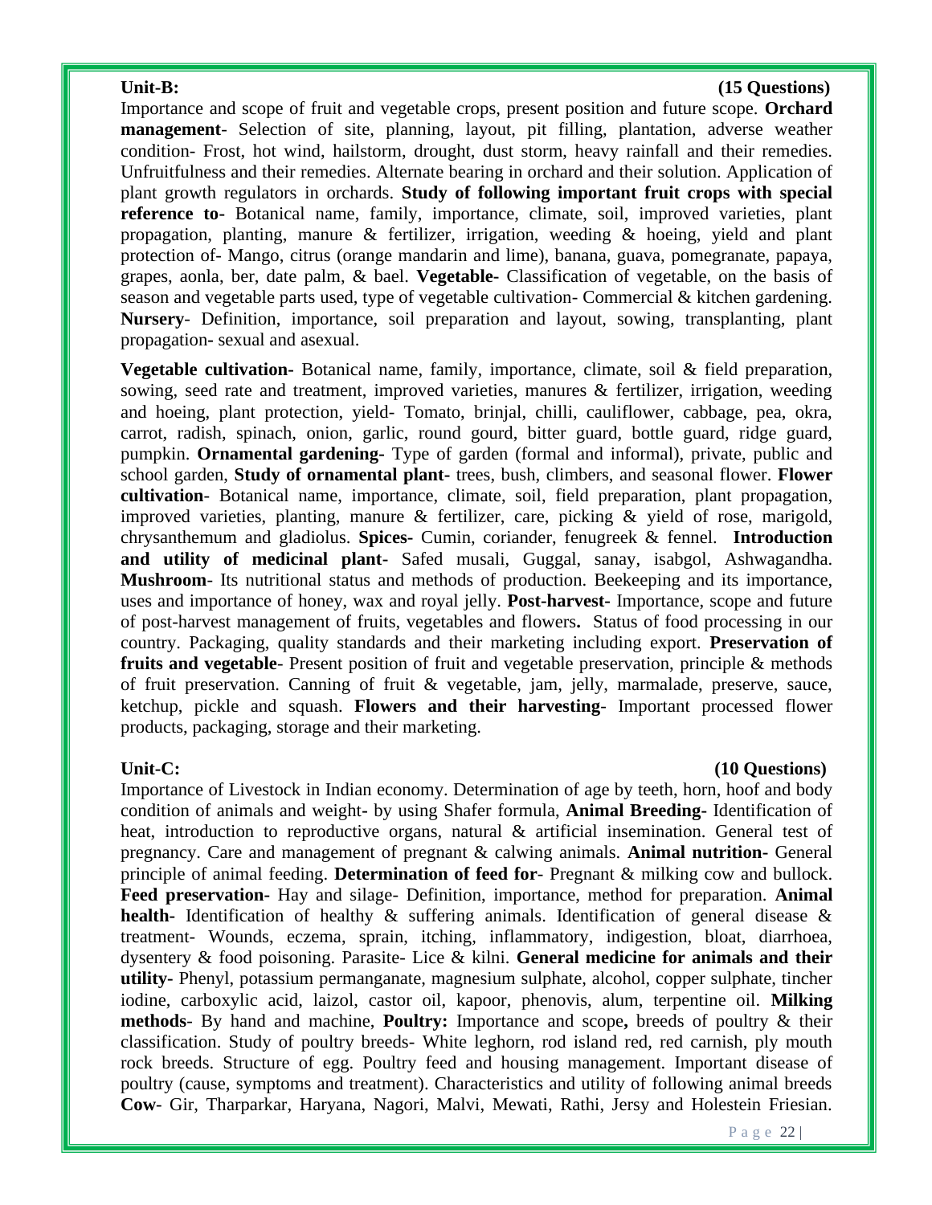**Unit-B: (15 Questions)**

Importance and scope of fruit and vegetable crops, present position and future scope. **Orchard management**- Selection of site, planning, layout, pit filling, plantation, adverse weather condition- Frost, hot wind, hailstorm, drought, dust storm, heavy rainfall and their remedies. Unfruitfulness and their remedies. Alternate bearing in orchard and their solution. Application of plant growth regulators in orchards. **Study of following important fruit crops with special reference to-** Botanical name, family, importance, climate, soil, improved varieties, plant propagation, planting, manure & fertilizer, irrigation, weeding & hoeing, yield and plant protection of- Mango, citrus (orange mandarin and lime), banana, guava, pomegranate, papaya, grapes, aonla, ber, date palm, & bael. **Vegetable-** Classification of vegetable, on the basis of season and vegetable parts used, type of vegetable cultivation- Commercial & kitchen gardening. **Nursery**- Definition, importance, soil preparation and layout, sowing, transplanting, plant propagation- sexual and asexual.

**Vegetable cultivation-** Botanical name, family, importance, climate, soil & field preparation, sowing, seed rate and treatment, improved varieties, manures & fertilizer, irrigation, weeding and hoeing, plant protection, yield- Tomato, brinjal, chilli, cauliflower, cabbage, pea, okra, carrot, radish, spinach, onion, garlic, round gourd, bitter guard, bottle guard, ridge guard, pumpkin. **Ornamental gardening**- Type of garden (formal and informal), private, public and school garden, **Study of ornamental plant**- trees, bush, climbers, and seasonal flower. **Flower cultivation**- Botanical name, importance, climate, soil, field preparation, plant propagation, improved varieties, planting, manure & fertilizer, care, picking & yield of rose, marigold, chrysanthemum and gladiolus. **Spices-** Cumin, coriander, fenugreek & fennel. **Introduction and utility of medicinal plant**- Safed musali, Guggal, sanay, isabgol, Ashwagandha. **Mushroom**- Its nutritional status and methods of production. Beekeeping and its importance, uses and importance of honey, wax and royal jelly. **Post-harvest**- Importance, scope and future of post-harvest management of fruits, vegetables and flowers**.** Status of food processing in our country. Packaging, quality standards and their marketing including export. **Preservation of fruits and vegetable**- Present position of fruit and vegetable preservation, principle & methods of fruit preservation. Canning of fruit & vegetable, jam, jelly, marmalade, preserve, sauce, ketchup, pickle and squash. **Flowers and their harvesting**- Important processed flower products, packaging, storage and their marketing.

**Unit-C: (10 Questions)**

Importance of Livestock in Indian economy. Determination of age by teeth, horn, hoof and body condition of animals and weight- by using Shafer formula, **Animal Breeding**- Identification of heat, introduction to reproductive organs, natural & artificial insemination. General test of pregnancy. Care and management of pregnant & calwing animals. **Animal nutrition-** General principle of animal feeding. **Determination of feed for**- Pregnant & milking cow and bullock. **Feed preservation-** Hay and silage- Definition, importance, method for preparation. **Animal health-** Identification of healthy & suffering animals. Identification of general disease & treatment- Wounds, eczema, sprain, itching, inflammatory, indigestion, bloat, diarrhoea, dysentery & food poisoning. Parasite- Lice & kilni. **General medicine for animals and their utility-** Phenyl, potassium permanganate, magnesium sulphate, alcohol, copper sulphate, tincher iodine, carboxylic acid, laizol, castor oil, kapoor, phenovis, alum, terpentine oil. **Milking methods**- By hand and machine, **Poultry:** Importance and scope**,** breeds of poultry & their classification. Study of poultry breeds- White leghorn, rod island red, red carnish, ply mouth rock breeds. Structure of egg. Poultry feed and housing management. Important disease of poultry (cause, symptoms and treatment). Characteristics and utility of following animal breeds **Cow**- Gir, Tharparkar, Haryana, Nagori, Malvi, Mewati, Rathi, Jersy and Holestein Friesian.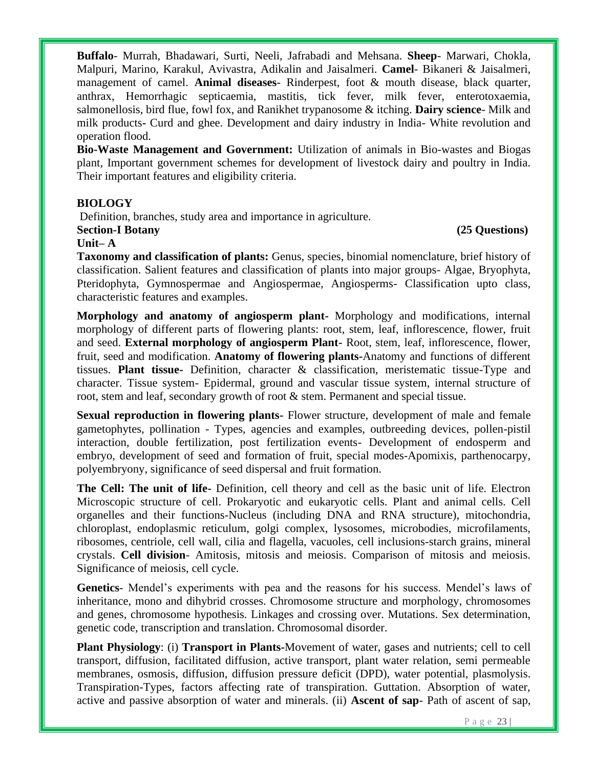**Buffalo**- Murrah, Bhadawari, Surti, Neeli, Jafrabadi and Mehsana. **Sheep**- Marwari, Chokla, Malpuri, Marino, Karakul, Avivastra, Adikalin and Jaisalmeri. **Camel**- Bikaneri & Jaisalmeri, management of camel. **Animal diseases**- Rinderpest, foot & mouth disease, black quarter, anthrax, Hemorrhagic septicaemia, mastitis, tick fever, milk fever, enterotoxaemia, salmonellosis, bird flue, fowl fox, and Ranikhet trypanosome & itching. **Dairy science**- Milk and milk products- Curd and ghee. Development and dairy industry in India- White revolution and operation flood.

**Bio-Waste Management and Government:** Utilization of animals in Bio-wastes and Biogas plant, Important government schemes for development of livestock dairy and poultry in India. Their important features and eligibility criteria.

## BIOLOGY

Definition, branches, study area and importance in agriculture.

### Section-I Botany (25 Questions)

**Unit– A**

**Taxonomy and classification of plants:** Genus, species, binomial nomenclature, brief history of classification. Salient features and classification of plants into major groups- Algae, Bryophyta, Pteridophyta, Gymnospermae and Angiospermae, Angiosperms- Classification upto class, characteristic features and examples.

**Morphology and anatomy of angiosperm plant-** Morphology and modifications, internal morphology of different parts of flowering plants: root, stem, leaf, inflorescence, flower, fruit and seed. **External morphology of angiosperm Plant**- Root, stem, leaf, inflorescence, flower, fruit, seed and modification. **Anatomy of flowering plants-**Anatomy and functions of different tissues. **Plant tissue-** Definition, character & classification, meristematic tissue-Type and character. Tissue system- Epidermal, ground and vascular tissue system, internal structure of root, stem and leaf, secondary growth of root & stem. Permanent and special tissue.

**Sexual reproduction in flowering plants-** Flower structure, development of male and female gametophytes, pollination - Types, agencies and examples, outbreeding devices, pollen-pistil interaction, double fertilization, post fertilization events- Development of endosperm and embryo, development of seed and formation of fruit, special modes-Apomixis, parthenocarpy, polyembryony, significance of seed dispersal and fruit formation.

**The Cell: The unit of life-** Definition, cell theory and cell as the basic unit of life. Electron Microscopic structure of cell. Prokaryotic and eukaryotic cells. Plant and animal cells. Cell organelles and their functions-Nucleus (including DNA and RNA structure), mitochondria, chloroplast, endoplasmic reticulum, golgi complex, lysosomes, microbodies, microfilaments, ribosomes, centriole, cell wall, cilia and flagella, vacuoles, cell inclusions-starch grains, mineral crystals. **Cell division**- Amitosis, mitosis and meiosis. Comparison of mitosis and meiosis. Significance of meiosis, cell cycle.

**Genetics**- Mendel's experiments with pea and the reasons for his success. Mendel's laws of inheritance, mono and dihybrid crosses. Chromosome structure and morphology, chromosomes and genes, chromosome hypothesis. Linkages and crossing over. Mutations. Sex determination, genetic code, transcription and translation. Chromosomal disorder.

**Plant Physiology**: (i) **Transport in Plants-**Movement of water, gases and nutrients; cell to cell transport, diffusion, facilitated diffusion, active transport, plant water relation, semi permeable membranes, osmosis, diffusion, diffusion pressure deficit (DPD), water potential, plasmolysis. Transpiration-Types, factors affecting rate of transpiration. Guttation. Absorption of water, active and passive absorption of water and minerals. (ii) **Ascent of sap**- Path of ascent of sap,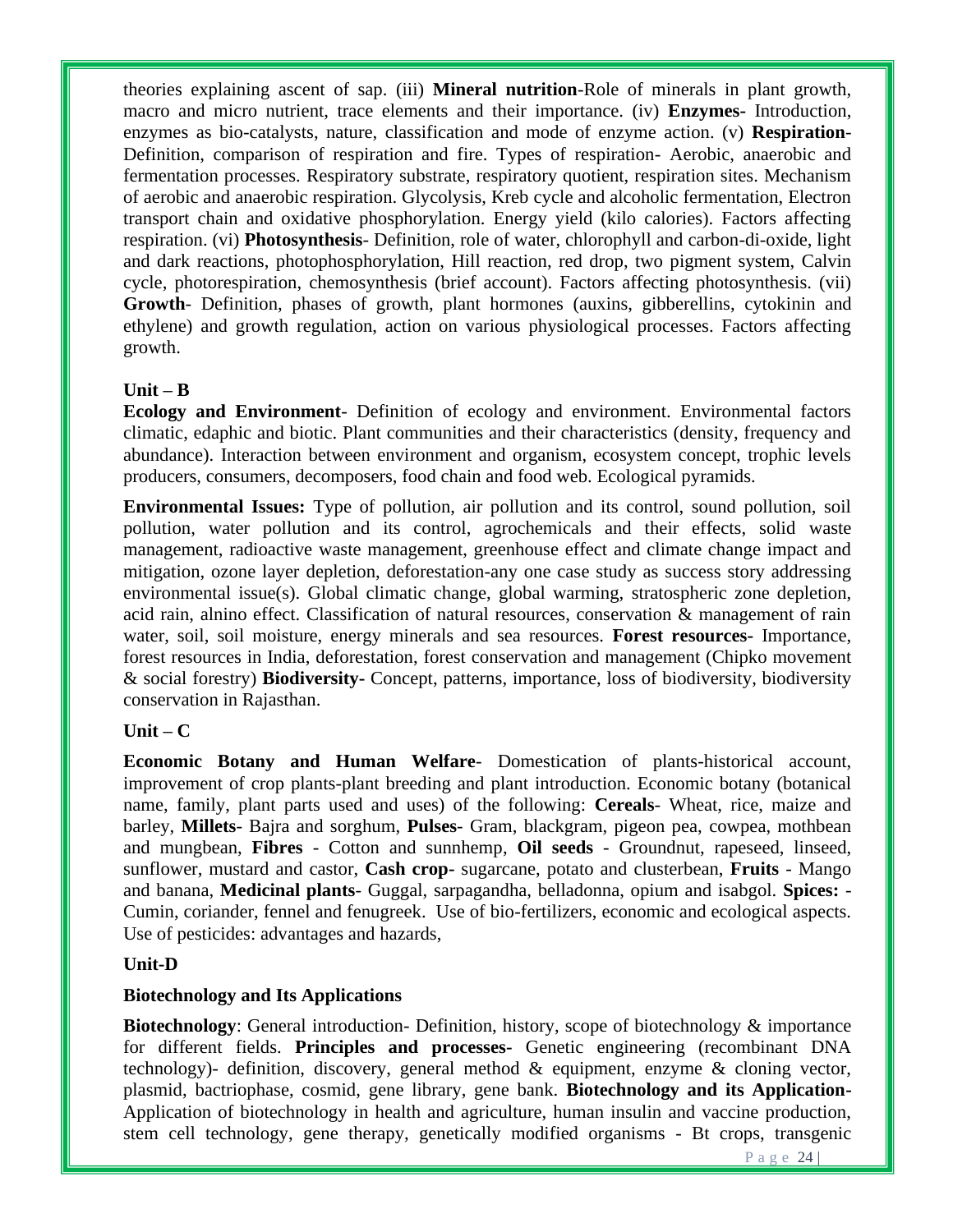theories explaining ascent of sap. (iii) **Mineral nutrition**-Role of minerals in plant growth, macro and micro nutrient, trace elements and their importance. (iv) **Enzymes-** Introduction, enzymes as bio-catalysts, nature, classification and mode of enzyme action. (v) **Respiration**-Definition, comparison of respiration and fire. Types of respiration- Aerobic, anaerobic and fermentation processes. Respiratory substrate, respiratory quotient, respiration sites. Mechanism of aerobic and anaerobic respiration. Glycolysis, Kreb cycle and alcoholic fermentation, Electron transport chain and oxidative phosphorylation. Energy yield (kilo calories). Factors affecting respiration. (vi) **Photosynthesis**- Definition, role of water, chlorophyll and carbon-di-oxide, light and dark reactions, photophosphorylation, Hill reaction, red drop, two pigment system, Calvin cycle, photorespiration, chemosynthesis (brief account). Factors affecting photosynthesis. (vii) **Growth**- Definition, phases of growth, plant hormones (auxins, gibberellins, cytokinin and ethylene) and growth regulation, action on various physiological processes. Factors affecting growth.

**Unit – B**

**Ecology and Environment**- Definition of ecology and environment. Environmental factors climatic, edaphic and biotic. Plant communities and their characteristics (density, frequency and abundance). Interaction between environment and organism, ecosystem concept, trophic levels producers, consumers, decomposers, food chain and food web. Ecological pyramids.

**Environmental Issues:** Type of pollution, air pollution and its control, sound pollution, soil pollution, water pollution and its control, agrochemicals and their effects, solid waste management, radioactive waste management, greenhouse effect and climate change impact and mitigation, ozone layer depletion, deforestation-any one case study as success story addressing environmental issue(s). Global climatic change, global warming, stratospheric zone depletion, acid rain, alnino effect. Classification of natural resources, conservation & management of rain water, soil, soil moisture, energy minerals and sea resources. **Forest resources-** Importance, forest resources in India, deforestation, forest conservation and management (Chipko movement & social forestry) **Biodiversity-** Concept, patterns, importance, loss of biodiversity, biodiversity conservation in Rajasthan.

**Unit – C**

**Economic Botany and Human Welfare**- Domestication of plants-historical account, improvement of crop plants-plant breeding and plant introduction. Economic botany (botanical name, family, plant parts used and uses) of the following: **Cereals**- Wheat, rice, maize and barley, **Millets**- Bajra and sorghum, **Pulses**- Gram, blackgram, pigeon pea, cowpea, mothbean and mungbean, **Fibres** - Cotton and sunnhemp, **Oil seeds** - Groundnut, rapeseed, linseed, sunflower, mustard and castor, **Cash crop-** sugarcane, potato and clusterbean, **Fruits** - Mango and banana, **Medicinal plants**- Guggal, sarpagandha, belladonna, opium and isabgol. **Spices:** - Cumin, coriander, fennel and fenugreek. Use of bio-fertilizers, economic and ecological aspects. Use of pesticides: advantages and hazards,

**Unit-D**

**Biotechnology and Its Applications**

**Biotechnology**: General introduction- Definition, history, scope of biotechnology & importance for different fields. **Principles and processes-** Genetic engineering (recombinant DNA technology)- definition, discovery, general method & equipment, enzyme & cloning vector, plasmid, bactriophase, cosmid, gene library, gene bank. **Biotechnology and its Application-** Application of biotechnology in health and agriculture, human insulin and vaccine production, stem cell technology, gene therapy, genetically modified organisms - Bt crops, transgenic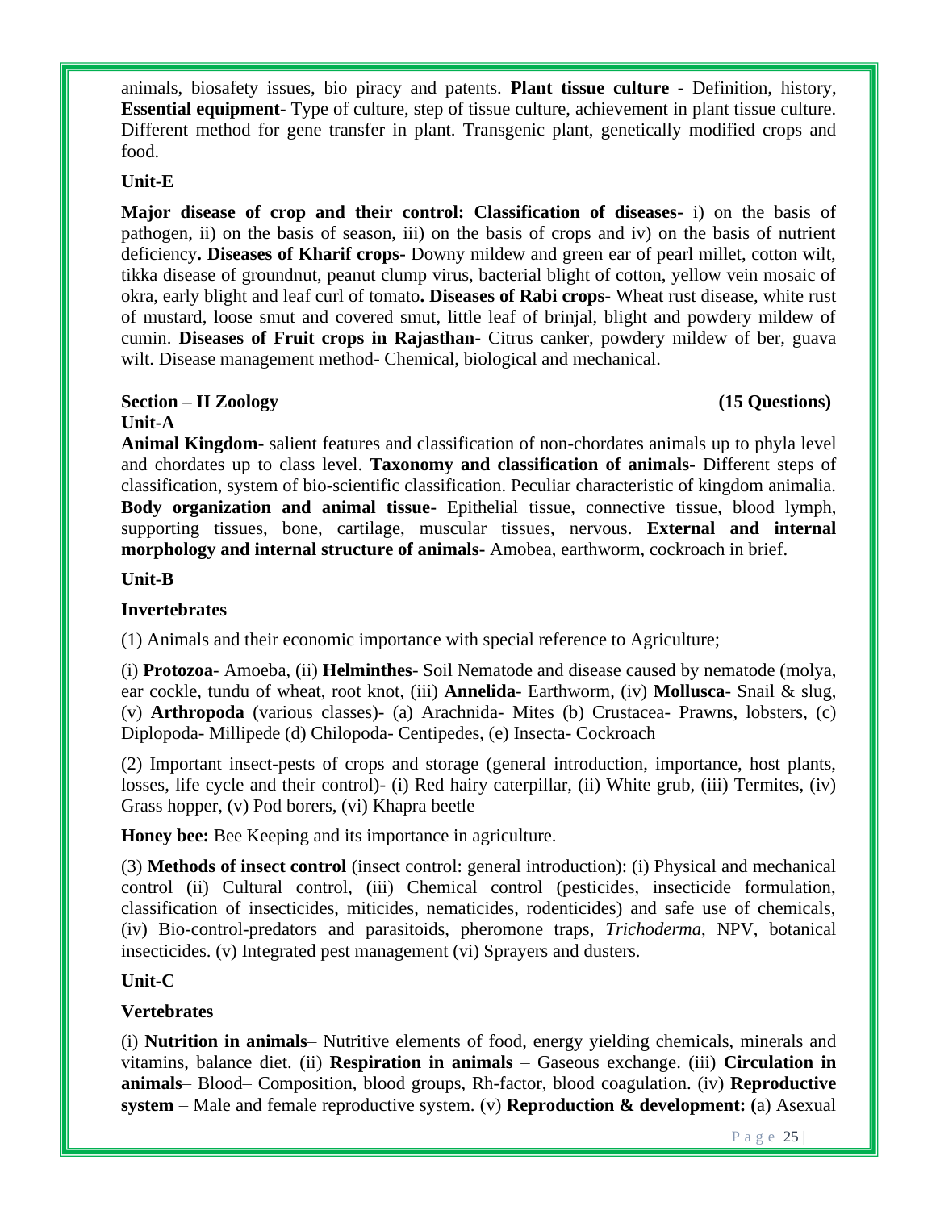animals, biosafety issues, bio piracy and patents. **Plant tissue culture -** Definition, history, **Essential equipment**- Type of culture, step of tissue culture, achievement in plant tissue culture. Different method for gene transfer in plant. Transgenic plant, genetically modified crops and food.

**Unit-E**

**Major disease of crop and their control: Classification of diseases-** i) on the basis of pathogen, ii) on the basis of season, iii) on the basis of crops and iv) on the basis of nutrient deficiency**. Diseases of Kharif crops-** Downy mildew and green ear of pearl millet, cotton wilt, tikka disease of groundnut, peanut clump virus, bacterial blight of cotton, yellow vein mosaic of okra, early blight and leaf curl of tomato**. Diseases of Rabi crops-** Wheat rust disease, white rust of mustard, loose smut and covered smut, little leaf of brinjal, blight and powdery mildew of cumin. **Diseases of Fruit crops in Rajasthan-** Citrus canker, powdery mildew of ber, guava wilt. Disease management method- Chemical, biological and mechanical.

**Section – II Zoology (15 Questions)**

**Unit-A**

**Animal Kingdom-** salient features and classification of non-chordates animals up to phyla level and chordates up to class level. **Taxonomy and classification of animals-** Different steps of classification, system of bio-scientific classification. Peculiar characteristic of kingdom animalia. **Body organization and animal tissue-** Epithelial tissue, connective tissue, blood lymph, supporting tissues, bone, cartilage, muscular tissues, nervous. **External and internal morphology and internal structure of animals-** Amobea, earthworm, cockroach in brief.

**Unit-B**

**Invertebrates**

(1) Animals and their economic importance with special reference to Agriculture;

(i) **Protozoa**- Amoeba, (ii) **Helminthes**- Soil Nematode and disease caused by nematode (molya, ear cockle, tundu of wheat, root knot, (iii) **Annelida**- Earthworm, (iv) **Mollusca**- Snail & slug, (v) **Arthropoda** (various classes)- (a) Arachnida- Mites (b) Crustacea- Prawns, lobsters, (c) Diplopoda- Millipede (d) Chilopoda- Centipedes, (e) Insecta- Cockroach

(2) Important insect-pests of crops and storage (general introduction, importance, host plants, losses, life cycle and their control)- (i) Red hairy caterpillar, (ii) White grub, (iii) Termites, (iv) Grass hopper, (v) Pod borers, (vi) Khapra beetle

**Honey bee:** Bee Keeping and its importance in agriculture.

(3) **Methods of insect control** (insect control: general introduction): (i) Physical and mechanical control (ii) Cultural control, (iii) Chemical control (pesticides, insecticide formulation, classification of insecticides, miticides, nematicides, rodenticides) and safe use of chemicals, (iv) Bio-control-predators and parasitoids, pheromone traps, *Trichoderma*, NPV, botanical insecticides. (v) Integrated pest management (vi) Sprayers and dusters.

**Unit-C**

**Vertebrates**

(i) **Nutrition in animals**– Nutritive elements of food, energy yielding chemicals, minerals and vitamins, balance diet. (ii) **Respiration in animals** – Gaseous exchange. (iii) **Circulation in animals**– Blood– Composition, blood groups, Rh-factor, blood coagulation. (iv) **Reproductive system** – Male and female reproductive system. (v) **Reproduction & development: (**a) Asexual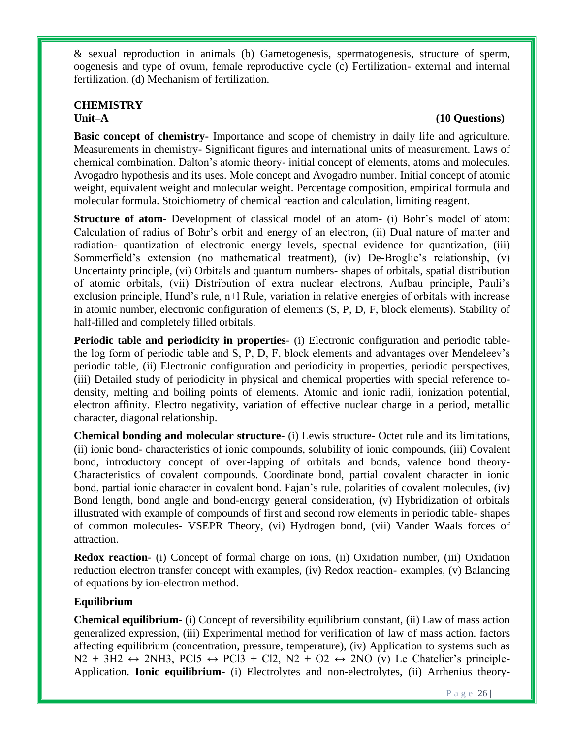& sexual reproduction in animals (b) Gametogenesis, spermatogenesis, structure of sperm, oogenesis and type of ovum, female reproductive cycle (c) Fertilization- external and internal fertilization. (d) Mechanism of fertilization.

## CHEMISTRY

**Unit–A** **(10 Questions)**

**Basic concept of chemistry-** Importance and scope of chemistry in daily life and agriculture. Measurements in chemistry- Significant figures and international units of measurement. Laws of chemical combination. Dalton's atomic theory- initial concept of elements, atoms and molecules. Avogadro hypothesis and its uses. Mole concept and Avogadro number. Initial concept of atomic weight, equivalent weight and molecular weight. Percentage composition, empirical formula and molecular formula. Stoichiometry of chemical reaction and calculation, limiting reagent.

**Structure of atom-** Development of classical model of an atom- (i) Bohr's model of atom: Calculation of radius of Bohr's orbit and energy of an electron, (ii) Dual nature of matter and radiation- quantization of electronic energy levels, spectral evidence for quantization, (iii) Sommerfield's extension (no mathematical treatment), (iv) De-Broglie's relationship, (v) Uncertainty principle, (vi) Orbitals and quantum numbers- shapes of orbitals, spatial distribution of atomic orbitals, (vii) Distribution of extra nuclear electrons, Aufbau principle, Pauli's exclusion principle, Hund's rule, n+l Rule, variation in relative energies of orbitals with increase in atomic number, electronic configuration of elements (S, P, D, F, block elements). Stability of half-filled and completely filled orbitals.

**Periodic table and periodicity in properties**- (i) Electronic configuration and periodic table- the log form of periodic table and S, P, D, F, block elements and advantages over Mendeleev's periodic table, (ii) Electronic configuration and periodicity in properties, periodic perspectives, (iii) Detailed study of periodicity in physical and chemical properties with special reference to- density, melting and boiling points of elements. Atomic and ionic radii, ionization potential, electron affinity. Electro negativity, variation of effective nuclear charge in a period, metallic character, diagonal relationship.

**Chemical bonding and molecular structure**- (i) Lewis structure- Octet rule and its limitations, (ii) ionic bond- characteristics of ionic compounds, solubility of ionic compounds, (iii) Covalent bond, introductory concept of over-lapping of orbitals and bonds, valence bond theory- Characteristics of covalent compounds. Coordinate bond, partial covalent character in ionic bond, partial ionic character in covalent bond. Fajan's rule, polarities of covalent molecules, (iv) Bond length, bond angle and bond-energy general consideration, (v) Hybridization of orbitals illustrated with example of compounds of first and second row elements in periodic table- shapes of common molecules- VSEPR Theory, (vi) Hydrogen bond, (vii) Vander Waals forces of attraction.

**Redox reaction**- (i) Concept of formal charge on ions, (ii) Oxidation number, (iii) Oxidation reduction electron transfer concept with examples, (iv) Redox reaction- examples, (v) Balancing of equations by ion-electron method.

**Equilibrium**

**Chemical equilibrium**- (i) Concept of reversibility equilibrium constant, (ii) Law of mass action generalized expression, (iii) Experimental method for verification of law of mass action. factors affecting equilibrium (concentration, pressure, temperature), (iv) Application to systems such as $N_2 + 3H_2 \leftrightarrow 2NH_3$, $PCl_5 \leftrightarrow PCl_3 + Cl_2$, $N_2 + O_2 \leftrightarrow 2NO$ (v) Le Chatelier's principle- Application. **Ionic equilibrium**- (i) Electrolytes and non-electrolytes, (ii) Arrhenius theory-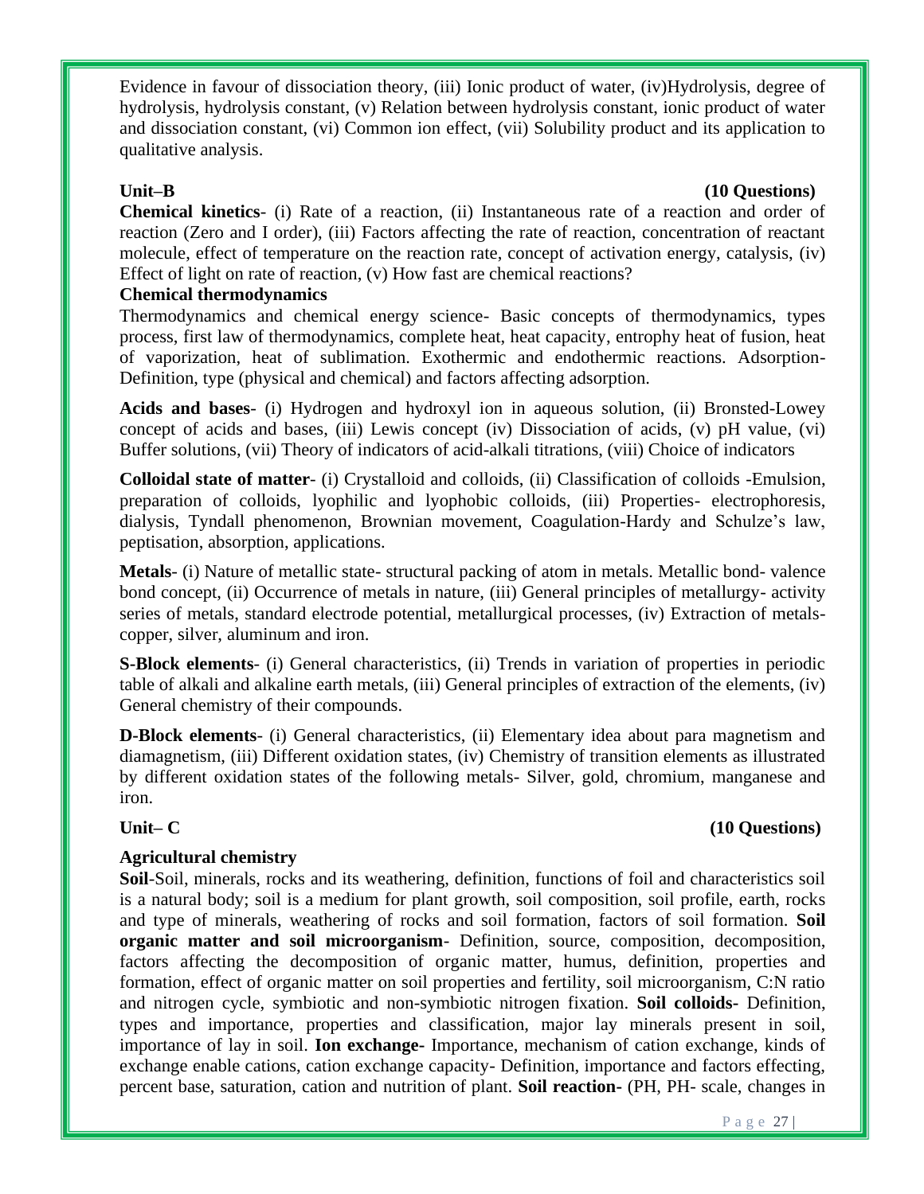Evidence in favour of dissociation theory, (iii) Ionic product of water, (iv)Hydrolysis, degree of hydrolysis, hydrolysis constant, (v) Relation between hydrolysis constant, ionic product of water and dissociation constant, (vi) Common ion effect, (vii) Solubility product and its application to qualitative analysis.

**Unit–B** **(10 Questions)**

**Chemical kinetics**- (i) Rate of a reaction, (ii) Instantaneous rate of a reaction and order of reaction (Zero and I order), (iii) Factors affecting the rate of reaction, concentration of reactant molecule, effect of temperature on the reaction rate, concept of activation energy, catalysis, (iv) Effect of light on rate of reaction, (v) How fast are chemical reactions?

**Chemical thermodynamics**

Thermodynamics and chemical energy science- Basic concepts of thermodynamics, types process, first law of thermodynamics, complete heat, heat capacity, entrophy heat of fusion, heat of vaporization, heat of sublimation. Exothermic and endothermic reactions. Adsorption- Definition, type (physical and chemical) and factors affecting adsorption.

**Acids and bases**- (i) Hydrogen and hydroxyl ion in aqueous solution, (ii) Bronsted-Lowey concept of acids and bases, (iii) Lewis concept (iv) Dissociation of acids, (v) pH value, (vi) Buffer solutions, (vii) Theory of indicators of acid-alkali titrations, (viii) Choice of indicators

**Colloidal state of matter**- (i) Crystalloid and colloids, (ii) Classification of colloids -Emulsion, preparation of colloids, lyophilic and lyophobic colloids, (iii) Properties- electrophoresis, dialysis, Tyndall phenomenon, Brownian movement, Coagulation-Hardy and Schulze's law, peptisation, absorption, applications.

**Metals**- (i) Nature of metallic state- structural packing of atom in metals. Metallic bond- valence bond concept, (ii) Occurrence of metals in nature, (iii) General principles of metallurgy- activity series of metals, standard electrode potential, metallurgical processes, (iv) Extraction of metals- copper, silver, aluminum and iron.

**S-Block elements**- (i) General characteristics, (ii) Trends in variation of properties in periodic table of alkali and alkaline earth metals, (iii) General principles of extraction of the elements, (iv) General chemistry of their compounds.

**D-Block elements**- (i) General characteristics, (ii) Elementary idea about para magnetism and diamagnetism, (iii) Different oxidation states, (iv) Chemistry of transition elements as illustrated by different oxidation states of the following metals- Silver, gold, chromium, manganese and iron.

**Unit– C** **(10 Questions)**

**Agricultural chemistry**

**Soil**-Soil, minerals, rocks and its weathering, definition, functions of foil and characteristics soil is a natural body; soil is a medium for plant growth, soil composition, soil profile, earth, rocks and type of minerals, weathering of rocks and soil formation, factors of soil formation. **Soil organic matter and soil microorganism**- Definition, source, composition, decomposition, factors affecting the decomposition of organic matter, humus, definition, properties and formation, effect of organic matter on soil properties and fertility, soil microorganism, C:N ratio and nitrogen cycle, symbiotic and non-symbiotic nitrogen fixation. **Soil colloids-** Definition, types and importance, properties and classification, major lay minerals present in soil, importance of lay in soil. **Ion exchange-** Importance, mechanism of cation exchange, kinds of exchange enable cations, cation exchange capacity- Definition, importance and factors effecting, percent base, saturation, cation and nutrition of plant. **Soil reaction-** (PH, PH- scale, changes in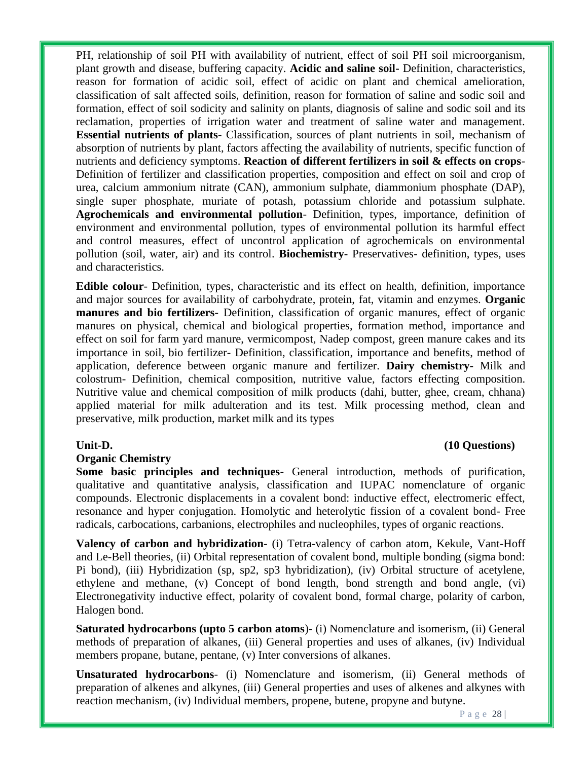PH, relationship of soil PH with availability of nutrient, effect of soil PH soil microorganism, plant growth and disease, buffering capacity. **Acidic and saline soil**- Definition, characteristics, reason for formation of acidic soil, effect of acidic on plant and chemical amelioration, classification of salt affected soils, definition, reason for formation of saline and sodic soil and formation, effect of soil sodicity and salinity on plants, diagnosis of saline and sodic soil and its reclamation, properties of irrigation water and treatment of saline water and management. **Essential nutrients of plants**- Classification, sources of plant nutrients in soil, mechanism of absorption of nutrients by plant, factors affecting the availability of nutrients, specific function of nutrients and deficiency symptoms. **Reaction of different fertilizers in soil & effects on crops**- Definition of fertilizer and classification properties, composition and effect on soil and crop of urea, calcium ammonium nitrate (CAN), ammonium sulphate, diammonium phosphate (DAP), single super phosphate, muriate of potash, potassium chloride and potassium sulphate. **Agrochemicals and environmental pollution**- Definition, types, importance, definition of environment and environmental pollution, types of environmental pollution its harmful effect and control measures, effect of uncontrol application of agrochemicals on environmental pollution (soil, water, air) and its control. **Biochemistry-** Preservatives- definition, types, uses and characteristics.

**Edible colour**- Definition, types, characteristic and its effect on health, definition, importance and major sources for availability of carbohydrate, protein, fat, vitamin and enzymes. **Organic manures and bio fertilizers-** Definition, classification of organic manures, effect of organic manures on physical, chemical and biological properties, formation method, importance and effect on soil for farm yard manure, vermicompost, Nadep compost, green manure cakes and its importance in soil, bio fertilizer- Definition, classification, importance and benefits, method of application, deference between organic manure and fertilizer. **Dairy chemistry-** Milk and colostrum- Definition, chemical composition, nutritive value, factors effecting composition. Nutritive value and chemical composition of milk products (dahi, butter, ghee, cream, chhana) applied material for milk adulteration and its test. Milk processing method, clean and preservative, milk production, market milk and its types

**Unit-D.** **(10 Questions)**

**Organic Chemistry**

**Some basic principles and techniques**- General introduction, methods of purification, qualitative and quantitative analysis, classification and IUPAC nomenclature of organic compounds. Electronic displacements in a covalent bond: inductive effect, electromeric effect, resonance and hyper conjugation. Homolytic and heterolytic fission of a covalent bond- Free radicals, carbocations, carbanions, electrophiles and nucleophiles, types of organic reactions.

**Valency of carbon and hybridization**- (i) Tetra-valency of carbon atom, Kekule, Vant-Hoff and Le-Bell theories, (ii) Orbital representation of covalent bond, multiple bonding (sigma bond: Pi bond), (iii) Hybridization (sp, sp2, sp3 hybridization), (iv) Orbital structure of acetylene, ethylene and methane, (v) Concept of bond length, bond strength and bond angle, (vi) Electronegativity inductive effect, polarity of covalent bond, formal charge, polarity of carbon, Halogen bond.

**Saturated hydrocarbons (upto 5 carbon atoms**)- (i) Nomenclature and isomerism, (ii) General methods of preparation of alkanes, (iii) General properties and uses of alkanes, (iv) Individual members propane, butane, pentane, (v) Inter conversions of alkanes.

**Unsaturated hydrocarbons**- (i) Nomenclature and isomerism, (ii) General methods of preparation of alkenes and alkynes, (iii) General properties and uses of alkenes and alkynes with reaction mechanism, (iv) Individual members, propene, butene, propyne and butyne.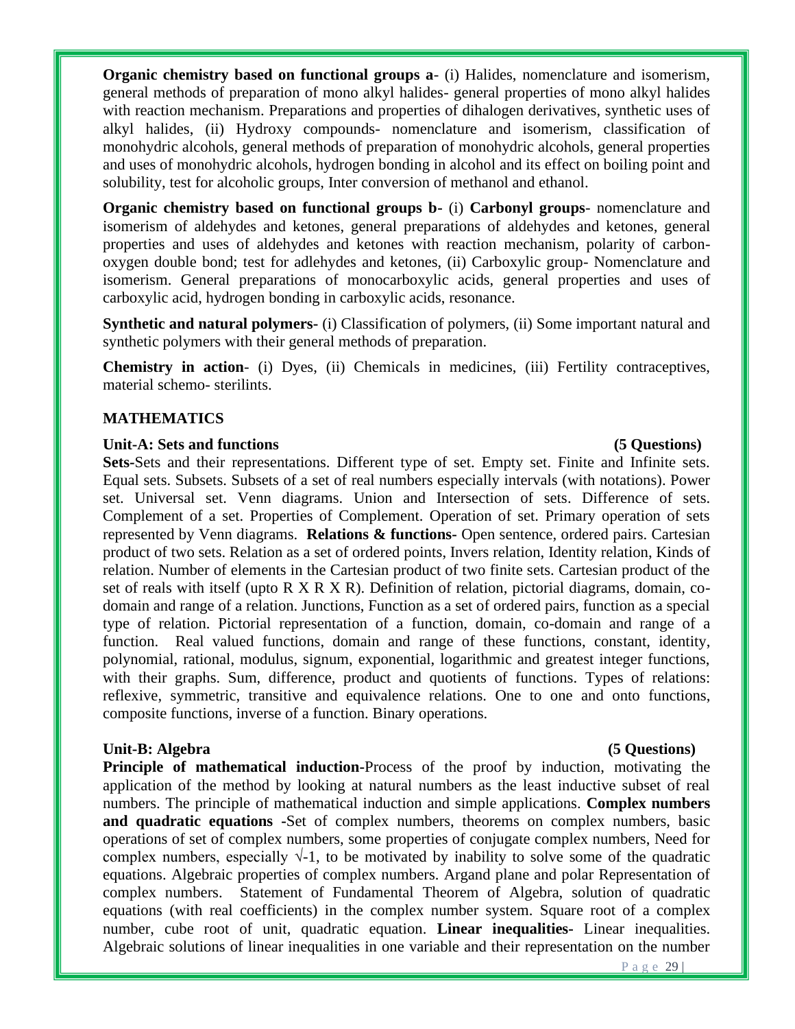**Organic chemistry based on functional groups a**- (i) Halides, nomenclature and isomerism, general methods of preparation of mono alkyl halides- general properties of mono alkyl halides with reaction mechanism. Preparations and properties of dihalogen derivatives, synthetic uses of alkyl halides, (ii) Hydroxy compounds- nomenclature and isomerism, classification of monohydric alcohols, general methods of preparation of monohydric alcohols, general properties and uses of monohydric alcohols, hydrogen bonding in alcohol and its effect on boiling point and solubility, test for alcoholic groups, Inter conversion of methanol and ethanol.

**Organic chemistry based on functional groups b-** (i) **Carbonyl groups**- nomenclature and isomerism of aldehydes and ketones, general preparations of aldehydes and ketones, general properties and uses of aldehydes and ketones with reaction mechanism, polarity of carbon-oxygen double bond; test for adlehydes and ketones, (ii) Carboxylic group- Nomenclature and isomerism. General preparations of monocarboxylic acids, general properties and uses of carboxylic acid, hydrogen bonding in carboxylic acids, resonance.

**Synthetic and natural polymers-** (i) Classification of polymers, (ii) Some important natural and synthetic polymers with their general methods of preparation.

**Chemistry in action**- (i) Dyes, (ii) Chemicals in medicines, (iii) Fertility contraceptives, material schemo- sterilints.

## MATHEMATICS

**Unit-A: Sets and functions (5 Questions)**

**Sets-**Sets and their representations. Different type of set. Empty set. Finite and Infinite sets. Equal sets. Subsets. Subsets of a set of real numbers especially intervals (with notations). Power set. Universal set. Venn diagrams. Union and Intersection of sets. Difference of sets. Complement of a set. Properties of Complement. Operation of set. Primary operation of sets represented by Venn diagrams. **Relations & functions-** Open sentence, ordered pairs. Cartesian product of two sets. Relation as a set of ordered points, Invers relation, Identity relation, Kinds of relation. Number of elements in the Cartesian product of two finite sets. Cartesian product of the set of reals with itself (upto R X R X R). Definition of relation, pictorial diagrams, domain, co-domain and range of a relation. Junctions, Function as a set of ordered pairs, function as a special type of relation. Pictorial representation of a function, domain, co-domain and range of a function. Real valued functions, domain and range of these functions, constant, identity, polynomial, rational, modulus, signum, exponential, logarithmic and greatest integer functions, with their graphs. Sum, difference, product and quotients of functions. Types of relations: reflexive, symmetric, transitive and equivalence relations. One to one and onto functions, composite functions, inverse of a function. Binary operations.

**Unit-B: Algebra (5 Questions)**

**Principle of mathematical induction-**Process of the proof by induction, motivating the application of the method by looking at natural numbers as the least inductive subset of real numbers. The principle of mathematical induction and simple applications. **Complex numbers and quadratic equations -**Set of complex numbers, theorems on complex numbers, basic operations of set of complex numbers, some properties of conjugate complex numbers, Need for complex numbers, especially $\sqrt{-1}$, to be motivated by inability to solve some of the quadratic equations. Algebraic properties of complex numbers. Argand plane and polar Representation of complex numbers. Statement of Fundamental Theorem of Algebra, solution of quadratic equations (with real coefficients) in the complex number system. Square root of a complex number, cube root of unit, quadratic equation. **Linear inequalities-** Linear inequalities. Algebraic solutions of linear inequalities in one variable and their representation on the number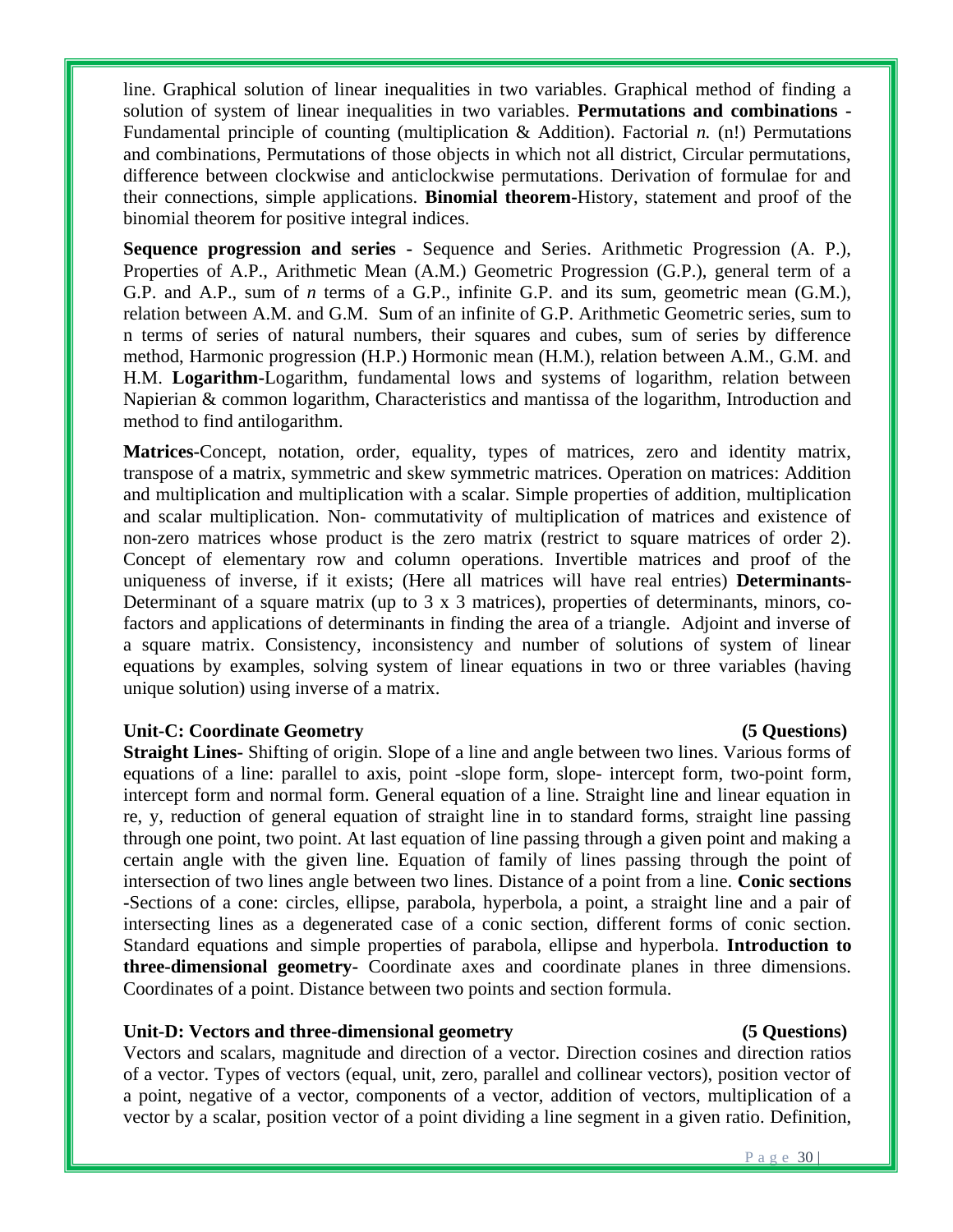line. Graphical solution of linear inequalities in two variables. Graphical method of finding a solution of system of linear inequalities in two variables. **Permutations and combinations -** Fundamental principle of counting (multiplication & Addition). Factorial *n.* (n!) Permutations and combinations, Permutations of those objects in which not all district, Circular permutations, difference between clockwise and anticlockwise permutations. Derivation of formulae for and their connections, simple applications. **Binomial theorem-**History, statement and proof of the binomial theorem for positive integral indices.

**Sequence progression and series -** Sequence and Series. Arithmetic Progression (A. P.), Properties of A.P., Arithmetic Mean (A.M.) Geometric Progression (G.P.), general term of a G.P. and A.P., sum of *n* terms of a G.P., infinite G.P. and its sum, geometric mean (G.M.), relation between A.M. and G.M. Sum of an infinite of G.P. Arithmetic Geometric series, sum to n terms of series of natural numbers, their squares and cubes, sum of series by difference method, Harmonic progression (H.P.) Hormonic mean (H.M.), relation between A.M., G.M. and H.M. **Logarithm-**Logarithm, fundamental lows and systems of logarithm, relation between Napierian & common logarithm, Characteristics and mantissa of the logarithm, Introduction and method to find antilogarithm.

**Matrices-**Concept, notation, order, equality, types of matrices, zero and identity matrix, transpose of a matrix, symmetric and skew symmetric matrices. Operation on matrices: Addition and multiplication and multiplication with a scalar. Simple properties of addition, multiplication and scalar multiplication. Non- commutativity of multiplication of matrices and existence of non-zero matrices whose product is the zero matrix (restrict to square matrices of order 2). Concept of elementary row and column operations. Invertible matrices and proof of the uniqueness of inverse, if it exists; (Here all matrices will have real entries) **Determinants-** Determinant of a square matrix (up to 3 x 3 matrices), properties of determinants, minors, co-factors and applications of determinants in finding the area of a triangle. Adjoint and inverse of a square matrix. Consistency, inconsistency and number of solutions of system of linear equations by examples, solving system of linear equations in two or three variables (having unique solution) using inverse of a matrix.

**Unit-C: Coordinate Geometry (5 Questions)**

**Straight Lines-** Shifting of origin. Slope of a line and angle between two lines. Various forms of equations of a line: parallel to axis, point -slope form, slope- intercept form, two-point form, intercept form and normal form. General equation of a line. Straight line and linear equation in re, y, reduction of general equation of straight line in to standard forms, straight line passing through one point, two point. At last equation of line passing through a given point and making a certain angle with the given line. Equation of family of lines passing through the point of intersection of two lines angle between two lines. Distance of a point from a line. **Conic sections -**Sections of a cone: circles, ellipse, parabola, hyperbola, a point, a straight line and a pair of intersecting lines as a degenerated case of a conic section, different forms of conic section. Standard equations and simple properties of parabola, ellipse and hyperbola. **Introduction to three-dimensional geometry-** Coordinate axes and coordinate planes in three dimensions. Coordinates of a point. Distance between two points and section formula.

**Unit-D: Vectors and three-dimensional geometry (5 Questions)**

Vectors and scalars, magnitude and direction of a vector. Direction cosines and direction ratios of a vector. Types of vectors (equal, unit, zero, parallel and collinear vectors), position vector of a point, negative of a vector, components of a vector, addition of vectors, multiplication of a vector by a scalar, position vector of a point dividing a line segment in a given ratio. Definition,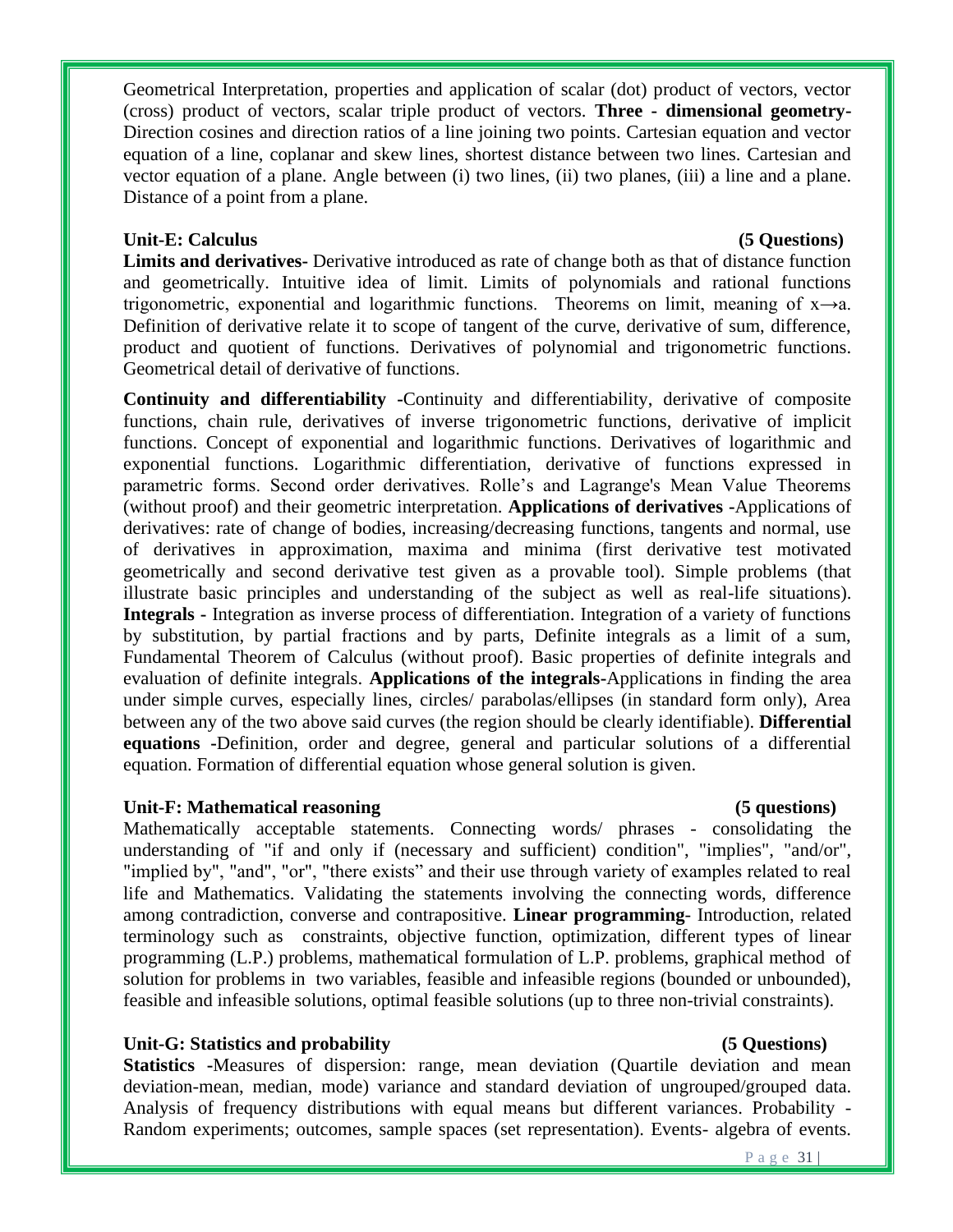Geometrical Interpretation, properties and application of scalar (dot) product of vectors, vector (cross) product of vectors, scalar triple product of vectors. **Three - dimensional geometry-** Direction cosines and direction ratios of a line joining two points. Cartesian equation and vector equation of a line, coplanar and skew lines, shortest distance between two lines. Cartesian and vector equation of a plane. Angle between (i) two lines, (ii) two planes, (iii) a line and a plane. Distance of a point from a plane.

**Unit-E: Calculus (5 Questions)**

**Limits and derivatives-** Derivative introduced as rate of change both as that of distance function and geometrically. Intuitive idea of limit. Limits of polynomials and rational functions trigonometric, exponential and logarithmic functions. Theorems on limit, meaning of $x \rightarrow a$. Definition of derivative relate it to scope of tangent of the curve, derivative of sum, difference, product and quotient of functions. Derivatives of polynomial and trigonometric functions. Geometrical detail of derivative of functions.

**Continuity and differentiability -**Continuity and differentiability, derivative of composite functions, chain rule, derivatives of inverse trigonometric functions, derivative of implicit functions. Concept of exponential and logarithmic functions. Derivatives of logarithmic and exponential functions. Logarithmic differentiation, derivative of functions expressed in parametric forms. Second order derivatives. Rolle's and Lagrange's Mean Value Theorems (without proof) and their geometric interpretation. **Applications of derivatives -**Applications of derivatives: rate of change of bodies, increasing/decreasing functions, tangents and normal, use of derivatives in approximation, maxima and minima (first derivative test motivated geometrically and second derivative test given as a provable tool). Simple problems (that illustrate basic principles and understanding of the subject as well as real-life situations). **Integrals -** Integration as inverse process of differentiation. Integration of a variety of functions by substitution, by partial fractions and by parts, Definite integrals as a limit of a sum, Fundamental Theorem of Calculus (without proof). Basic properties of definite integrals and evaluation of definite integrals. **Applications of the integrals-**Applications in finding the area under simple curves, especially lines, circles/ parabolas/ellipses (in standard form only), Area between any of the two above said curves (the region should be clearly identifiable). **Differential equations -**Definition, order and degree, general and particular solutions of a differential equation. Formation of differential equation whose general solution is given.

**Unit-F: Mathematical reasoning (5 questions)**

Mathematically acceptable statements. Connecting words/ phrases - consolidating the understanding of "if and only if (necessary and sufficient) condition", "implies", "and/or", "implied by", "and", "or", "there exists" and their use through variety of examples related to real life and Mathematics. Validating the statements involving the connecting words, difference among contradiction, converse and contrapositive. **Linear programming-** Introduction, related terminology such as constraints, objective function, optimization, different types of linear programming (L.P.) problems, mathematical formulation of L.P. problems, graphical method of solution for problems in two variables, feasible and infeasible regions (bounded or unbounded), feasible and infeasible solutions, optimal feasible solutions (up to three non-trivial constraints).

**Unit-G: Statistics and probability (5 Questions)**

**Statistics -**Measures of dispersion: range, mean deviation (Quartile deviation and mean deviation-mean, median, mode) variance and standard deviation of ungrouped/grouped data. Analysis of frequency distributions with equal means but different variances. Probability - Random experiments; outcomes, sample spaces (set representation). Events- algebra of events.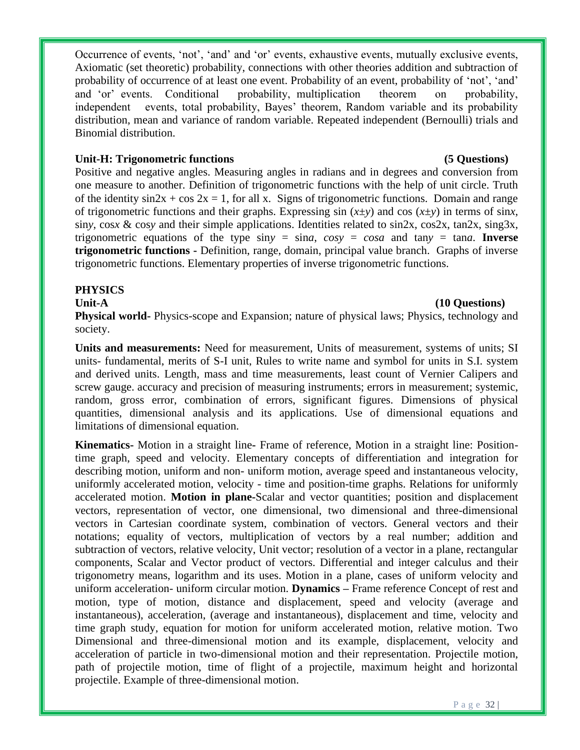Occurrence of events, 'not', 'and' and 'or' events, exhaustive events, mutually exclusive events, Axiomatic (set theoretic) probability, connections with other theories addition and subtraction of probability of occurrence of at least one event. Probability of an event, probability of 'not', 'and' and 'or' events. Conditional probability, multiplication theorem on probability, independent events, total probability, Bayes' theorem, Random variable and its probability distribution, mean and variance of random variable. Repeated independent (Bernoulli) trials and Binomial distribution.

**Unit-H: Trigonometric functions** **(5 Questions)**

Positive and negative angles. Measuring angles in radians and in degrees and conversion from one measure to another. Definition of trigonometric functions with the help of unit circle. Truth of the identity $\sin 2x + \cos 2x = 1$, for all x. Signs of trigonometric functions. Domain and range of trigonometric functions and their graphs. Expressing $\sin(x \pm y)$ and $\cos(x \pm y)$ in terms of $\sin x$, $\sin y$, $\cos x$ & $\cos y$ and their simple applications. Identities related to sin2x, cos2x, tan2x, sing3x, trigonometric equations of the type $\sin y = \sin a$, $\cos y = \cos a$ and $\tan y = \tan a$. **Inverse trigonometric functions -** Definition, range, domain, principal value branch. Graphs of inverse trigonometric functions. Elementary properties of inverse trigonometric functions.

## PHYSICS

**Unit-A** **(10 Questions)**

**Physical world-** Physics-scope and Expansion; nature of physical laws; Physics, technology and society.

**Units and measurements:** Need for measurement, Units of measurement, systems of units; SI units- fundamental, merits of S-I unit, Rules to write name and symbol for units in S.I. system and derived units. Length, mass and time measurements, least count of Vernier Calipers and screw gauge. accuracy and precision of measuring instruments; errors in measurement; systemic, random, gross error, combination of errors, significant figures. Dimensions of physical quantities, dimensional analysis and its applications. Use of dimensional equations and limitations of dimensional equation.

**Kinematics-** Motion in a straight line**-** Frame of reference, Motion in a straight line: Position-time graph, speed and velocity. Elementary concepts of differentiation and integration for describing motion, uniform and non- uniform motion, average speed and instantaneous velocity, uniformly accelerated motion, velocity - time and position-time graphs. Relations for uniformly accelerated motion. **Motion in plane-**Scalar and vector quantities; position and displacement vectors, representation of vector, one dimensional, two dimensional and three-dimensional vectors in Cartesian coordinate system, combination of vectors. General vectors and their notations; equality of vectors, multiplication of vectors by a real number; addition and subtraction of vectors, relative velocity, Unit vector; resolution of a vector in a plane, rectangular components, Scalar and Vector product of vectors. Differential and integer calculus and their trigonometry means, logarithm and its uses. Motion in a plane, cases of uniform velocity and uniform acceleration- uniform circular motion. **Dynamics –** Frame reference Concept of rest and motion, type of motion, distance and displacement, speed and velocity (average and instantaneous), acceleration, (average and instantaneous), displacement and time, velocity and time graph study, equation for motion for uniform accelerated motion, relative motion. Two Dimensional and three-dimensional motion and its example, displacement, velocity and acceleration of particle in two-dimensional motion and their representation. Projectile motion, path of projectile motion, time of flight of a projectile, maximum height and horizontal projectile. Example of three-dimensional motion.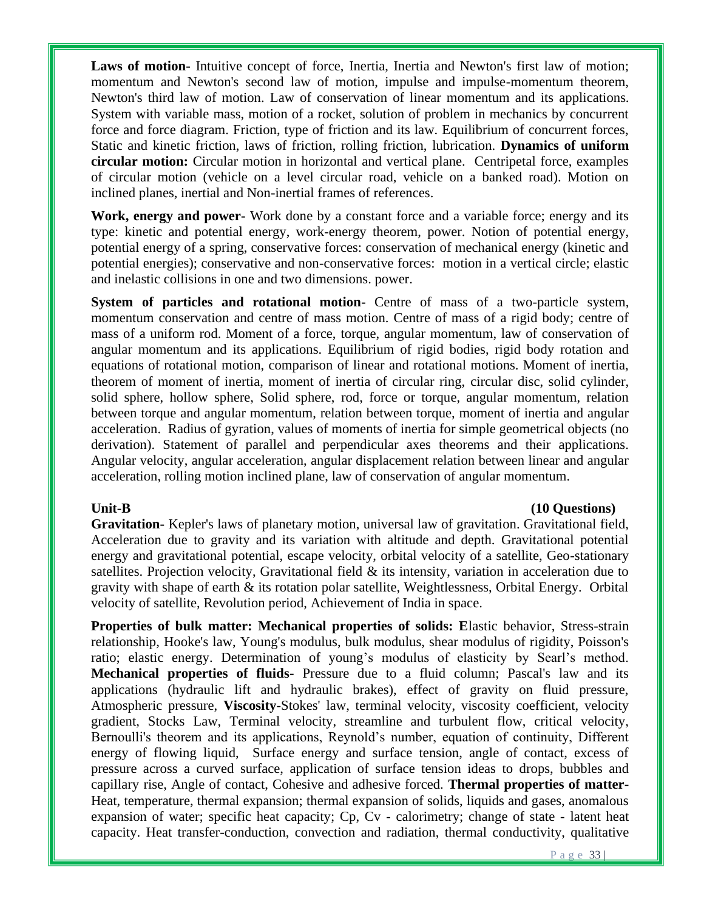**Laws of motion-** Intuitive concept of force, Inertia, Inertia and Newton's first law of motion; momentum and Newton's second law of motion, impulse and impulse-momentum theorem, Newton's third law of motion. Law of conservation of linear momentum and its applications. System with variable mass, motion of a rocket, solution of problem in mechanics by concurrent force and force diagram. Friction, type of friction and its law. Equilibrium of concurrent forces, Static and kinetic friction, laws of friction, rolling friction, lubrication. **Dynamics of uniform circular motion:** Circular motion in horizontal and vertical plane. Centripetal force, examples of circular motion (vehicle on a level circular road, vehicle on a banked road). Motion on inclined planes, inertial and Non-inertial frames of references.

**Work, energy and power-** Work done by a constant force and a variable force; energy and its type: kinetic and potential energy, work-energy theorem, power. Notion of potential energy, potential energy of a spring, conservative forces: conservation of mechanical energy (kinetic and potential energies); conservative and non-conservative forces: motion in a vertical circle; elastic and inelastic collisions in one and two dimensions. power.

**System of particles and rotational motion-** Centre of mass of a two-particle system, momentum conservation and centre of mass motion. Centre of mass of a rigid body; centre of mass of a uniform rod. Moment of a force, torque, angular momentum, law of conservation of angular momentum and its applications. Equilibrium of rigid bodies, rigid body rotation and equations of rotational motion, comparison of linear and rotational motions. Moment of inertia, theorem of moment of inertia, moment of inertia of circular ring, circular disc, solid cylinder, solid sphere, hollow sphere, Solid sphere, rod, force or torque, angular momentum, relation between torque and angular momentum, relation between torque, moment of inertia and angular acceleration. Radius of gyration, values of moments of inertia for simple geometrical objects (no derivation). Statement of parallel and perpendicular axes theorems and their applications. Angular velocity, angular acceleration, angular displacement relation between linear and angular acceleration, rolling motion inclined plane, law of conservation of angular momentum.

**Unit-B** **(10 Questions)**

**Gravitation-** Kepler's laws of planetary motion, universal law of gravitation. Gravitational field, Acceleration due to gravity and its variation with altitude and depth. Gravitational potential energy and gravitational potential, escape velocity, orbital velocity of a satellite, Geo-stationary satellites. Projection velocity, Gravitational field & its intensity, variation in acceleration due to gravity with shape of earth & its rotation polar satellite, Weightlessness, Orbital Energy. Orbital velocity of satellite, Revolution period, Achievement of India in space.

**Properties of bulk matter: Mechanical properties of solids: E**lastic behavior, Stress-strain relationship, Hooke's law, Young's modulus, bulk modulus, shear modulus of rigidity, Poisson's ratio; elastic energy. Determination of young's modulus of elasticity by Searl's method. **Mechanical properties of fluids-** Pressure due to a fluid column; Pascal's law and its applications (hydraulic lift and hydraulic brakes), effect of gravity on fluid pressure, Atmospheric pressure, **Viscosity**-Stokes' law, terminal velocity, viscosity coefficient, velocity gradient, Stocks Law, Terminal velocity, streamline and turbulent flow, critical velocity, Bernoulli's theorem and its applications, Reynold's number, equation of continuity, Different energy of flowing liquid, Surface energy and surface tension, angle of contact, excess of pressure across a curved surface, application of surface tension ideas to drops, bubbles and capillary rise, Angle of contact, Cohesive and adhesive forced. **Thermal properties of matter-** Heat, temperature, thermal expansion; thermal expansion of solids, liquids and gases, anomalous expansion of water; specific heat capacity; Cp, Cv - calorimetry; change of state - latent heat capacity. Heat transfer-conduction, convection and radiation, thermal conductivity, qualitative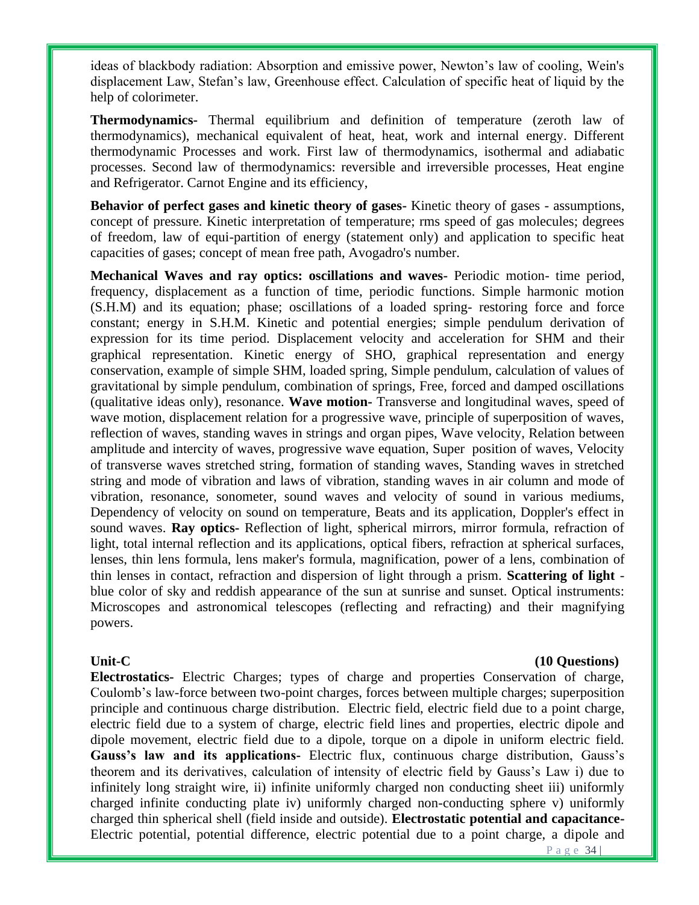ideas of blackbody radiation: Absorption and emissive power, Newton's law of cooling, Wein's displacement Law, Stefan's law, Greenhouse effect. Calculation of specific heat of liquid by the help of colorimeter.

**Thermodynamics-** Thermal equilibrium and definition of temperature (zeroth law of thermodynamics), mechanical equivalent of heat, heat, work and internal energy. Different thermodynamic Processes and work. First law of thermodynamics, isothermal and adiabatic processes. Second law of thermodynamics: reversible and irreversible processes, Heat engine and Refrigerator. Carnot Engine and its efficiency,

**Behavior of perfect gases and kinetic theory of gases-** Kinetic theory of gases - assumptions, concept of pressure. Kinetic interpretation of temperature; rms speed of gas molecules; degrees of freedom, law of equi-partition of energy (statement only) and application to specific heat capacities of gases; concept of mean free path, Avogadro's number.

**Mechanical Waves and ray optics: oscillations and waves-** Periodic motion- time period, frequency, displacement as a function of time, periodic functions. Simple harmonic motion (S.H.M) and its equation; phase; oscillations of a loaded spring- restoring force and force constant; energy in S.H.M. Kinetic and potential energies; simple pendulum derivation of expression for its time period. Displacement velocity and acceleration for SHM and their graphical representation. Kinetic energy of SHO, graphical representation and energy conservation, example of simple SHM, loaded spring, Simple pendulum, calculation of values of gravitational by simple pendulum, combination of springs, Free, forced and damped oscillations (qualitative ideas only), resonance. **Wave motion-** Transverse and longitudinal waves, speed of wave motion, displacement relation for a progressive wave, principle of superposition of waves, reflection of waves, standing waves in strings and organ pipes, Wave velocity, Relation between amplitude and intercity of waves, progressive wave equation, Super position of waves, Velocity of transverse waves stretched string, formation of standing waves, Standing waves in stretched string and mode of vibration and laws of vibration, standing waves in air column and mode of vibration, resonance, sonometer, sound waves and velocity of sound in various mediums, Dependency of velocity on sound on temperature, Beats and its application, Doppler's effect in sound waves. **Ray optics-** Reflection of light, spherical mirrors, mirror formula, refraction of light, total internal reflection and its applications, optical fibers, refraction at spherical surfaces, lenses, thin lens formula, lens maker's formula, magnification, power of a lens, combination of thin lenses in contact, refraction and dispersion of light through a prism. **Scattering of light** - blue color of sky and reddish appearance of the sun at sunrise and sunset. Optical instruments: Microscopes and astronomical telescopes (reflecting and refracting) and their magnifying powers.

**Unit-C** **(10 Questions)**

**Electrostatics-** Electric Charges; types of charge and properties Conservation of charge, Coulomb's law-force between two-point charges, forces between multiple charges; superposition principle and continuous charge distribution. Electric field, electric field due to a point charge, electric field due to a system of charge, electric field lines and properties, electric dipole and dipole movement, electric field due to a dipole, torque on a dipole in uniform electric field. **Gauss's law and its applications-** Electric flux, continuous charge distribution, Gauss's theorem and its derivatives, calculation of intensity of electric field by Gauss's Law i) due to infinitely long straight wire, ii) infinite uniformly charged non conducting sheet iii) uniformly charged infinite conducting plate iv) uniformly charged non-conducting sphere v) uniformly charged thin spherical shell (field inside and outside). **Electrostatic potential and capacitance-** Electric potential, potential difference, electric potential due to a point charge, a dipole and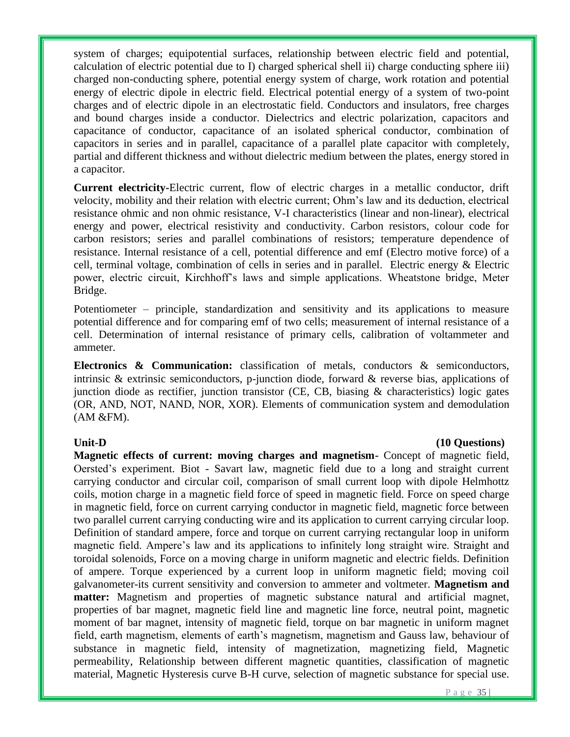system of charges; equipotential surfaces, relationship between electric field and potential, calculation of electric potential due to I) charged spherical shell ii) charge conducting sphere iii) charged non-conducting sphere, potential energy system of charge, work rotation and potential energy of electric dipole in electric field. Electrical potential energy of a system of two-point charges and of electric dipole in an electrostatic field. Conductors and insulators, free charges and bound charges inside a conductor. Dielectrics and electric polarization, capacitors and capacitance of conductor, capacitance of an isolated spherical conductor, combination of capacitors in series and in parallel, capacitance of a parallel plate capacitor with completely, partial and different thickness and without dielectric medium between the plates, energy stored in a capacitor.

**Current electricity-**Electric current, flow of electric charges in a metallic conductor, drift velocity, mobility and their relation with electric current; Ohm's law and its deduction, electrical resistance ohmic and non ohmic resistance, V-I characteristics (linear and non-linear), electrical energy and power, electrical resistivity and conductivity. Carbon resistors, colour code for carbon resistors; series and parallel combinations of resistors; temperature dependence of resistance. Internal resistance of a cell, potential difference and emf (Electro motive force) of a cell, terminal voltage, combination of cells in series and in parallel. Electric energy & Electric power, electric circuit, Kirchhoff's laws and simple applications. Wheatstone bridge, Meter Bridge.

Potentiometer – principle, standardization and sensitivity and its applications to measure potential difference and for comparing emf of two cells; measurement of internal resistance of a cell. Determination of internal resistance of primary cells, calibration of voltammeter and ammeter.

**Electronics & Communication:** classification of metals, conductors & semiconductors, intrinsic & extrinsic semiconductors, p-junction diode, forward & reverse bias, applications of junction diode as rectifier, junction transistor (CE, CB, biasing & characteristics) logic gates (OR, AND, NOT, NAND, NOR, XOR). Elements of communication system and demodulation (AM &FM).

**Unit-D** **(10 Questions)**

**Magnetic effects of current: moving charges and magnetism-** Concept of magnetic field, Oersted's experiment. Biot - Savart law, magnetic field due to a long and straight current carrying conductor and circular coil, comparison of small current loop with dipole Helmhottz coils, motion charge in a magnetic field force of speed in magnetic field. Force on speed charge in magnetic field, force on current carrying conductor in magnetic field, magnetic force between two parallel current carrying conducting wire and its application to current carrying circular loop. Definition of standard ampere, force and torque on current carrying rectangular loop in uniform magnetic field. Ampere's law and its applications to infinitely long straight wire. Straight and toroidal solenoids, Force on a moving charge in uniform magnetic and electric fields. Definition of ampere. Torque experienced by a current loop in uniform magnetic field; moving coil galvanometer-its current sensitivity and conversion to ammeter and voltmeter. **Magnetism and matter:** Magnetism and properties of magnetic substance natural and artificial magnet, properties of bar magnet, magnetic field line and magnetic line force, neutral point, magnetic moment of bar magnet, intensity of magnetic field, torque on bar magnetic in uniform magnet field, earth magnetism, elements of earth's magnetism, magnetism and Gauss law, behaviour of substance in magnetic field, intensity of magnetization, magnetizing field, Magnetic permeability, Relationship between different magnetic quantities, classification of magnetic material, Magnetic Hysteresis curve B-H curve, selection of magnetic substance for special use.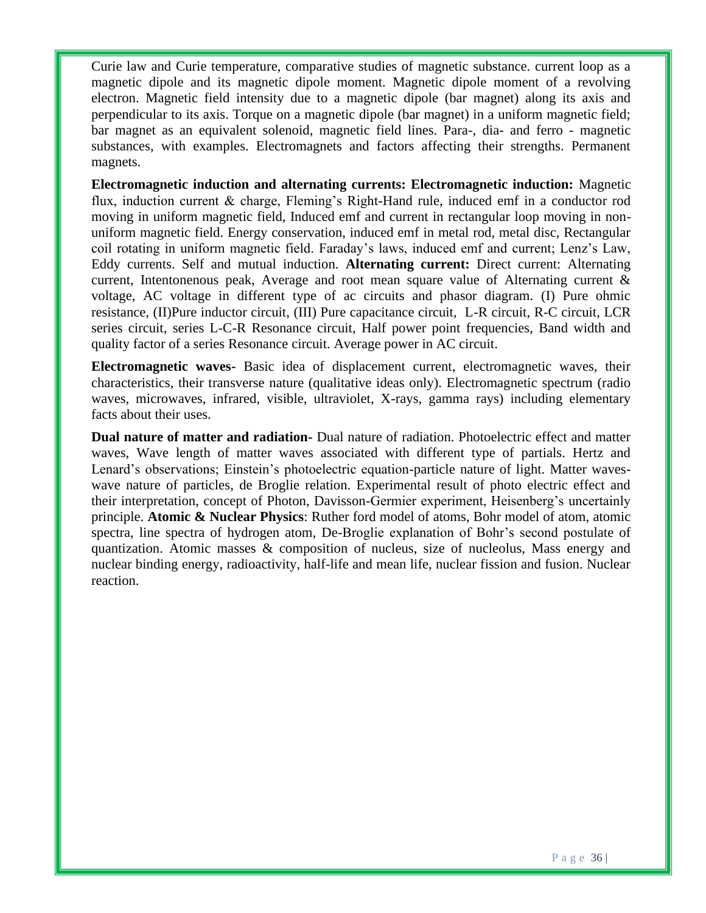Curie law and Curie temperature, comparative studies of magnetic substance. current loop as a magnetic dipole and its magnetic dipole moment. Magnetic dipole moment of a revolving electron. Magnetic field intensity due to a magnetic dipole (bar magnet) along its axis and perpendicular to its axis. Torque on a magnetic dipole (bar magnet) in a uniform magnetic field; bar magnet as an equivalent solenoid, magnetic field lines. Para-, dia- and ferro - magnetic substances, with examples. Electromagnets and factors affecting their strengths. Permanent magnets.

**Electromagnetic induction and alternating currents: Electromagnetic induction:** Magnetic flux, induction current & charge, Fleming's Right-Hand rule, induced emf in a conductor rod moving in uniform magnetic field, Induced emf and current in rectangular loop moving in non-uniform magnetic field. Energy conservation, induced emf in metal rod, metal disc, Rectangular coil rotating in uniform magnetic field. Faraday's laws, induced emf and current; Lenz's Law, Eddy currents. Self and mutual induction. **Alternating current:** Direct current: Alternating current, Intentonenous peak, Average and root mean square value of Alternating current & voltage, AC voltage in different type of ac circuits and phasor diagram. (I) Pure ohmic resistance, (II)Pure inductor circuit, (III) Pure capacitance circuit, L-R circuit, R-C circuit, LCR series circuit, series L-C-R Resonance circuit, Half power point frequencies, Band width and quality factor of a series Resonance circuit. Average power in AC circuit.

**Electromagnetic waves-** Basic idea of displacement current, electromagnetic waves, their characteristics, their transverse nature (qualitative ideas only). Electromagnetic spectrum (radio waves, microwaves, infrared, visible, ultraviolet, X-rays, gamma rays) including elementary facts about their uses.

**Dual nature of matter and radiation-** Dual nature of radiation. Photoelectric effect and matter waves, Wave length of matter waves associated with different type of partials. Hertz and Lenard's observations; Einstein's photoelectric equation-particle nature of light. Matter waves-wave nature of particles, de Broglie relation. Experimental result of photo electric effect and their interpretation, concept of Photon, Davisson-Germier experiment, Heisenberg's uncertainly principle. **Atomic & Nuclear Physics**: Ruther ford model of atoms, Bohr model of atom, atomic spectra, line spectra of hydrogen atom, De-Broglie explanation of Bohr's second postulate of quantization. Atomic masses & composition of nucleus, size of nucleolus, Mass energy and nuclear binding energy, radioactivity, half-life and mean life, nuclear fission and fusion. Nuclear reaction.